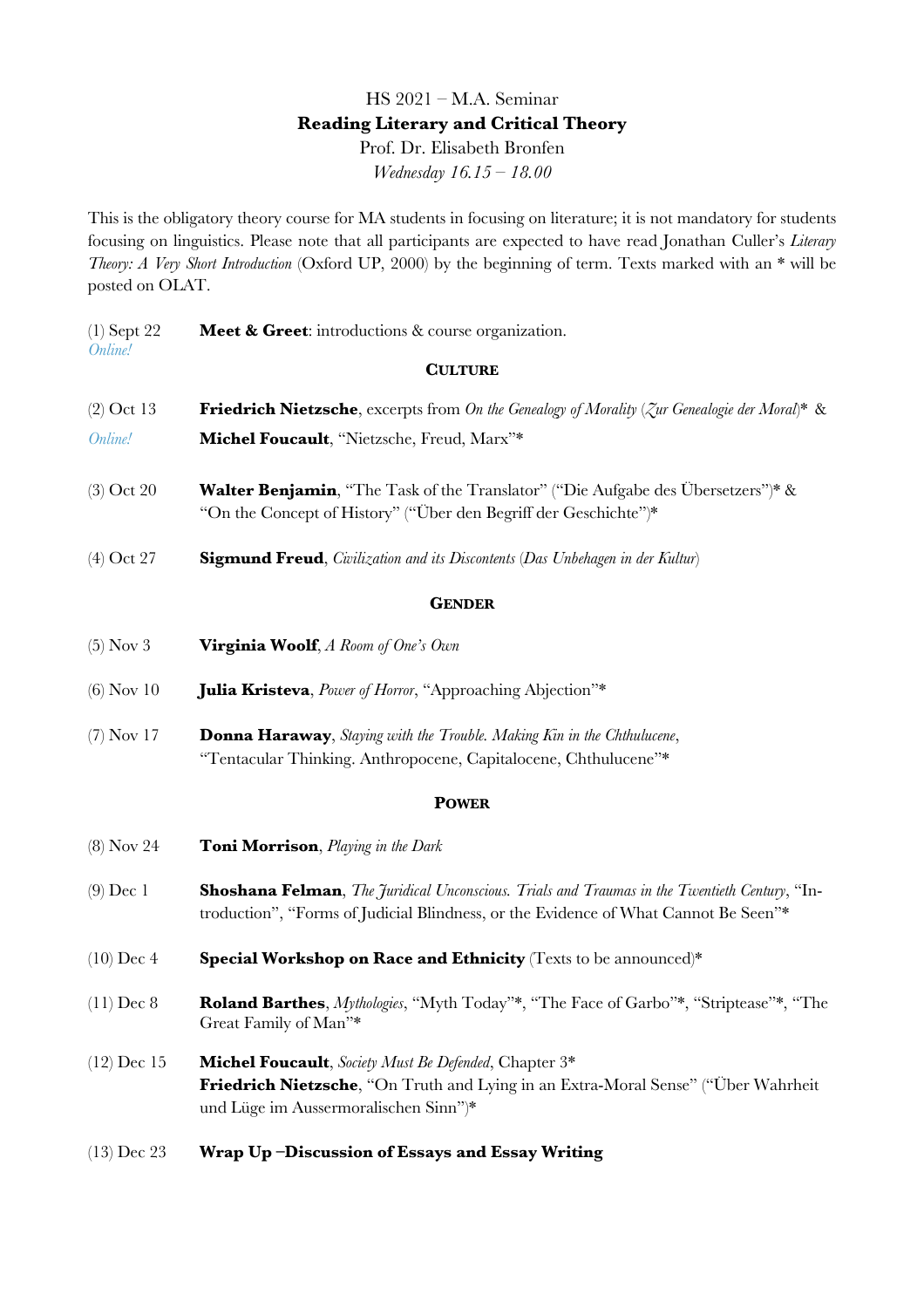HS 2021 – M.A. Seminar

**Reading Literary and Critical Theory**

Prof. Dr. Elisabeth Bronfen

*Wednesday 16.15 – 18.00*

This is the obligatory theory course for MA students in focusing on literature; it is not mandatory for students focusing on linguistics. Please note that all participants are expected to have read Jonathan Culler's *Literary Theory: A Very Short Introduction* (Oxford UP, 2000) by the beginning of term. Texts marked with an * will be posted on OLAT.

(1) Sept 22 *Online!* — **Meet & Greet**: introductions & course organization.

**CULTURE**

(2) Oct 13 *Online!* — **Friedrich Nietzsche**, excerpts from *On the Genealogy of Morality* (*Zur Genealogie der Moral*)* & **Michel Foucault**, "Nietzsche, Freud, Marx"*

(3) Oct 20 — **Walter Benjamin**, "The Task of the Translator" ("Die Aufgabe des Übersetzers")* & "On the Concept of History" ("Über den Begriff der Geschichte")*

(4) Oct 27 — **Sigmund Freud**, *Civilization and its Discontents* (*Das Unbehagen in der Kultur*)

**GENDER**

(5) Nov 3 — **Virginia Woolf**, *A Room of One's Own*

(6) Nov 10 — **Julia Kristeva**, *Power of Horror*, "Approaching Abjection"*

(7) Nov 17 — **Donna Haraway**, *Staying with the Trouble. Making Kin in the Chthulucene*, "Tentacular Thinking. Anthropocene, Capitalocene, Chthulucene"*

**POWER**

(8) Nov 24 — **Toni Morrison**, *Playing in the Dark*

(9) Dec 1 — **Shoshana Felman**, *The Juridical Unconscious. Trials and Traumas in the Twentieth Century*, "Introduction", "Forms of Judicial Blindness, or the Evidence of What Cannot Be Seen"*

(10) Dec 4 — **Special Workshop on Race and Ethnicity** (Texts to be announced)*

(11) Dec 8 — **Roland Barthes**, *Mythologies*, "Myth Today"*, "The Face of Garbo"*, "Striptease"*, "The Great Family of Man"*

(12) Dec 15 — **Michel Foucault**, *Society Must Be Defended*, Chapter 3*
**Friedrich Nietzsche**, "On Truth and Lying in an Extra-Moral Sense" ("Über Wahrheit und Lüge im Aussermoralischen Sinn")*

(13) Dec 23 — **Wrap Up –Discussion of Essays and Essay Writing**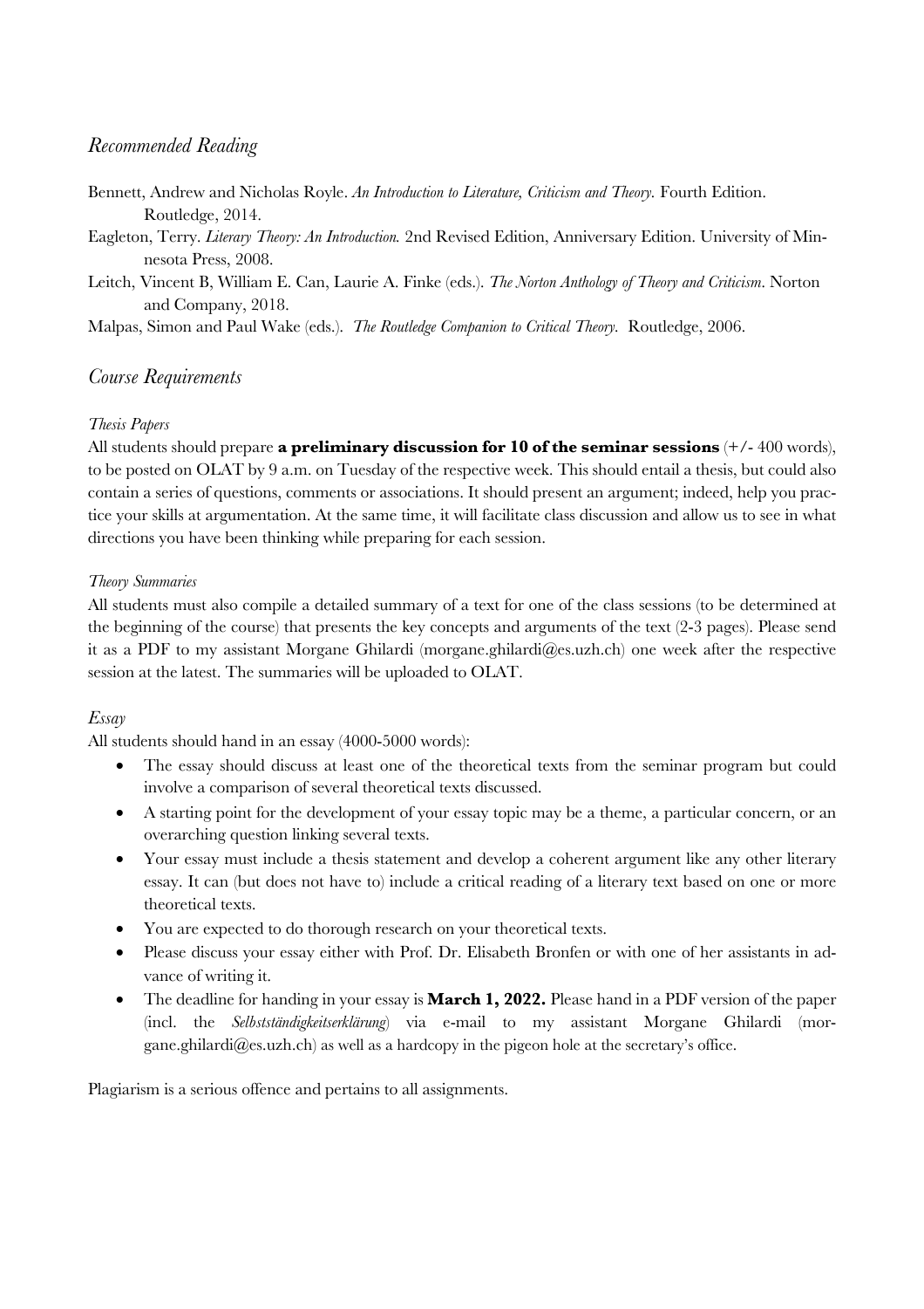## *Recommended Reading*

Bennett, Andrew and Nicholas Royle. *An Introduction to Literature, Criticism and Theory.* Fourth Edition. Routledge, 2014.

Eagleton, Terry. *Literary Theory: An Introduction.* 2nd Revised Edition, Anniversary Edition. University of Minnesota Press, 2008.

Leitch, Vincent B, William E. Can, Laurie A. Finke (eds.). *The Norton Anthology of Theory and Criticism*. Norton and Company, 2018.

Malpas, Simon and Paul Wake (eds.). *The Routledge Companion to Critical Theory.* Routledge, 2006.

## *Course Requirements*

### *Thesis Papers*

All students should prepare **a preliminary discussion for 10 of the seminar sessions** (+/- 400 words), to be posted on OLAT by 9 a.m. on Tuesday of the respective week. This should entail a thesis, but could also contain a series of questions, comments or associations. It should present an argument; indeed, help you practice your skills at argumentation. At the same time, it will facilitate class discussion and allow us to see in what directions you have been thinking while preparing for each session.

### *Theory Summaries*

All students must also compile a detailed summary of a text for one of the class sessions (to be determined at the beginning of the course) that presents the key concepts and arguments of the text (2-3 pages). Please send it as a PDF to my assistant Morgane Ghilardi (morgane.ghilardi@es.uzh.ch) one week after the respective session at the latest. The summaries will be uploaded to OLAT.

### *Essay*

All students should hand in an essay (4000-5000 words):

- The essay should discuss at least one of the theoretical texts from the seminar program but could involve a comparison of several theoretical texts discussed.
- A starting point for the development of your essay topic may be a theme, a particular concern, or an overarching question linking several texts.
- Your essay must include a thesis statement and develop a coherent argument like any other literary essay. It can (but does not have to) include a critical reading of a literary text based on one or more theoretical texts.
- You are expected to do thorough research on your theoretical texts.
- Please discuss your essay either with Prof. Dr. Elisabeth Bronfen or with one of her assistants in advance of writing it.
- The deadline for handing in your essay is **March 1, 2022.** Please hand in a PDF version of the paper (incl. the *Selbstständigkeitserklärung*) via e-mail to my assistant Morgane Ghilardi (morgane.ghilardi@es.uzh.ch) as well as a hardcopy in the pigeon hole at the secretary's office.

Plagiarism is a serious offence and pertains to all assignments.